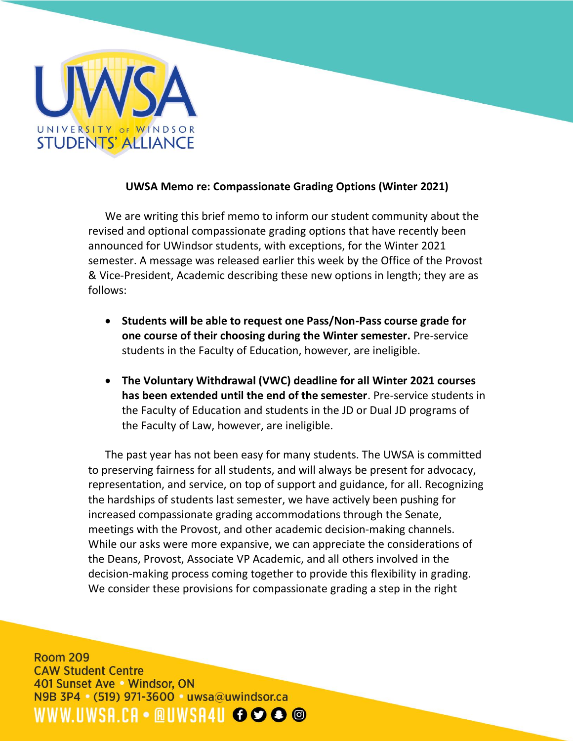**UWSA Memo re: Compassionate Grading Options (Winter 2021)**

We are writing this brief memo to inform our student community about the revised and optional compassionate grading options that have recently been announced for UWindsor students, with exceptions, for the Winter 2021 semester. A message was released earlier this week by the Office of the Provost & Vice-President, Academic describing these new options in length; they are as follows:

- **Students will be able to request one Pass/Non-Pass course grade for one course of their choosing during the Winter semester.** Pre-service students in the Faculty of Education, however, are ineligible.
- **The Voluntary Withdrawal (VWC) deadline for all Winter 2021 courses has been extended until the end of the semester**. Pre-service students in the Faculty of Education and students in the JD or Dual JD programs of the Faculty of Law, however, are ineligible.

The past year has not been easy for many students. The UWSA is committed to preserving fairness for all students, and will always be present for advocacy, representation, and service, on top of support and guidance, for all. Recognizing the hardships of students last semester, we have actively been pushing for increased compassionate grading accommodations through the Senate, meetings with the Provost, and other academic decision-making channels. While our asks were more expansive, we can appreciate the considerations of the Deans, Provost, Associate VP Academic, and all others involved in the decision-making process coming together to provide this flexibility in grading. We consider these provisions for compassionate grading a step in the right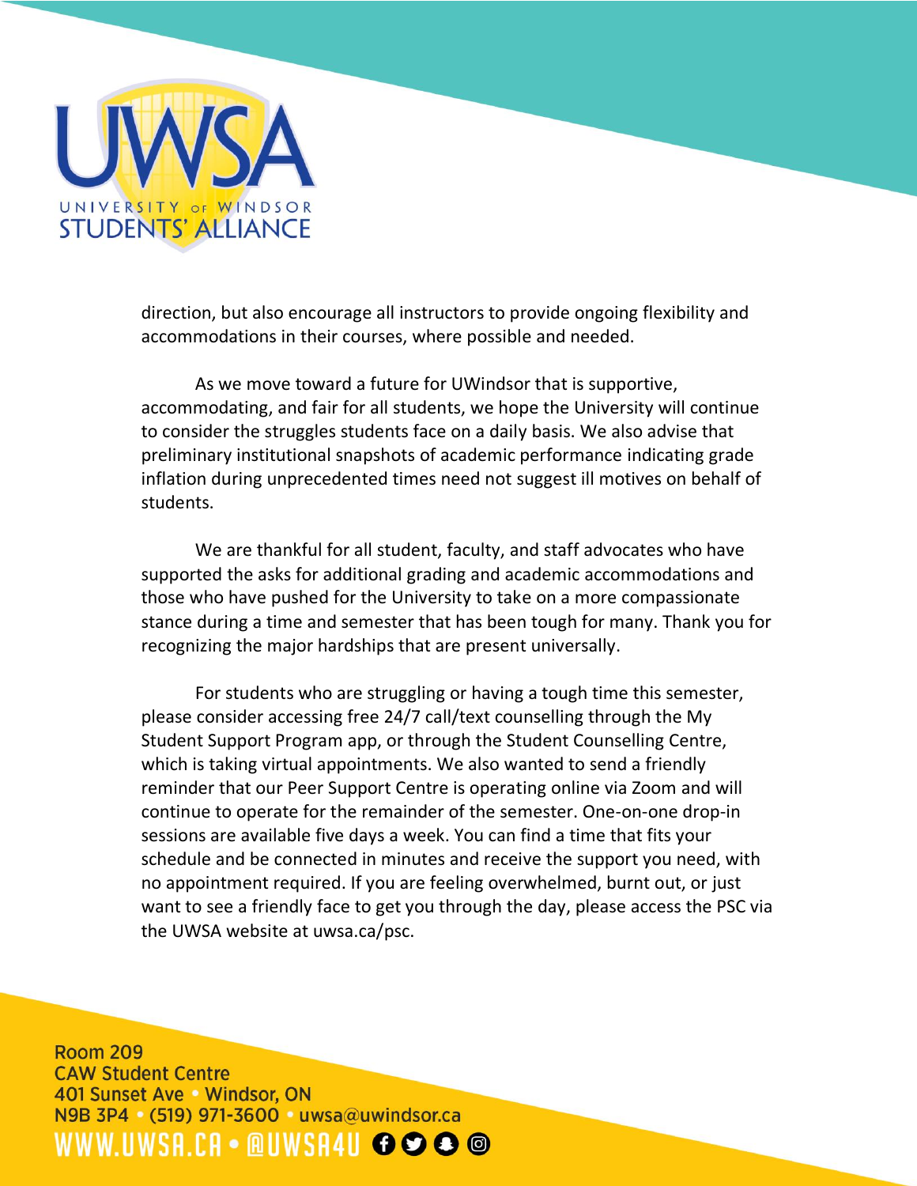direction, but also encourage all instructors to provide ongoing flexibility and accommodations in their courses, where possible and needed.

As we move toward a future for UWindsor that is supportive, accommodating, and fair for all students, we hope the University will continue to consider the struggles students face on a daily basis. We also advise that preliminary institutional snapshots of academic performance indicating grade inflation during unprecedented times need not suggest ill motives on behalf of students.

We are thankful for all student, faculty, and staff advocates who have supported the asks for additional grading and academic accommodations and those who have pushed for the University to take on a more compassionate stance during a time and semester that has been tough for many. Thank you for recognizing the major hardships that are present universally.

For students who are struggling or having a tough time this semester, please consider accessing free 24/7 call/text counselling through the My Student Support Program app, or through the Student Counselling Centre, which is taking virtual appointments. We also wanted to send a friendly reminder that our Peer Support Centre is operating online via Zoom and will continue to operate for the remainder of the semester. One-on-one drop-in sessions are available five days a week. You can find a time that fits your schedule and be connected in minutes and receive the support you need, with no appointment required. If you are feeling overwhelmed, burnt out, or just want to see a friendly face to get you through the day, please access the PSC via the UWSA website at uwsa.ca/psc.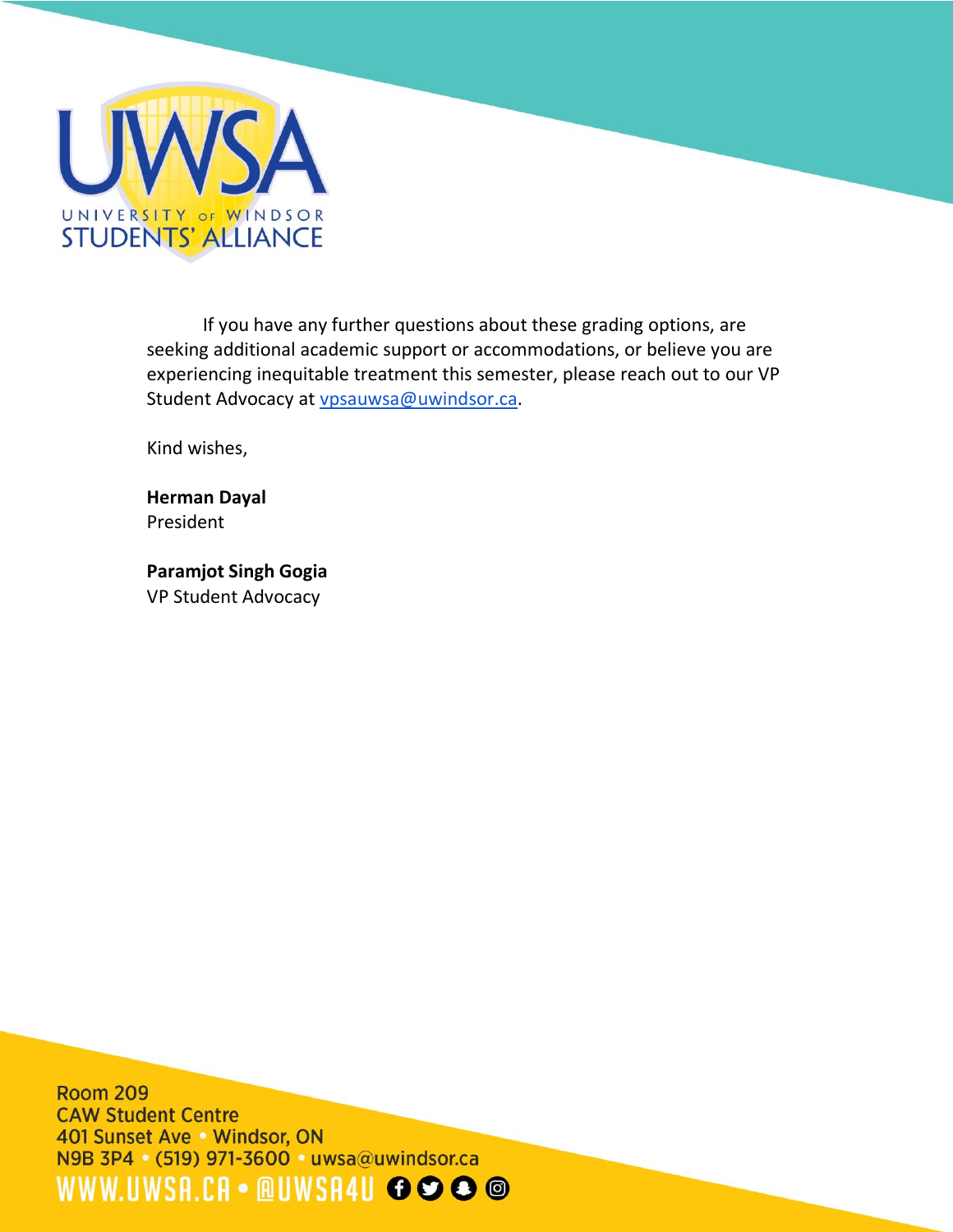If you have any further questions about these grading options, are seeking additional academic support or accommodations, or believe you are experiencing inequitable treatment this semester, please reach out to our VP Student Advocacy at vpsauwsa@uwindsor.ca.

Kind wishes,

**Herman Dayal**
President

**Paramjot Singh Gogia**
VP Student Advocacy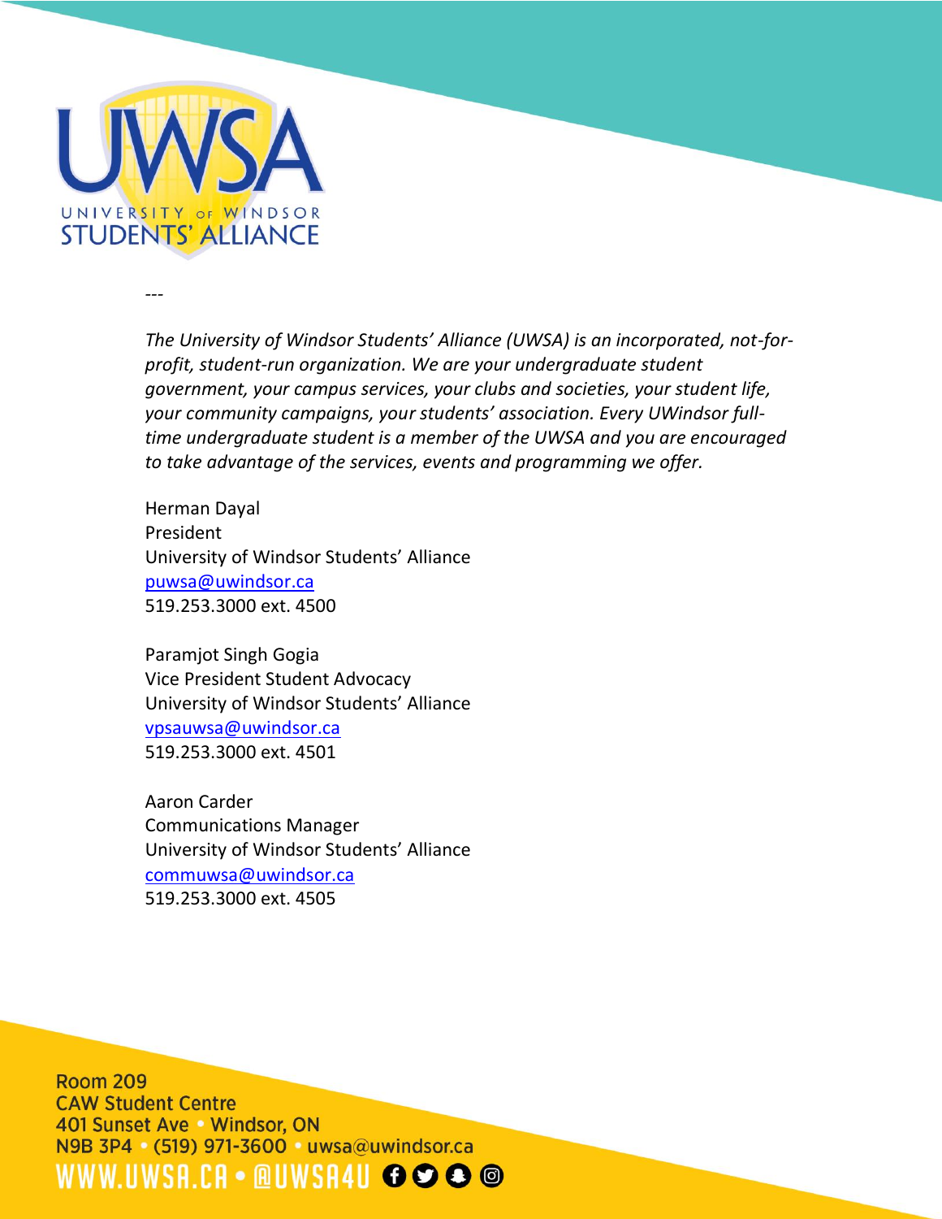---

*The University of Windsor Students' Alliance (UWSA) is an incorporated, not-for-profit, student-run organization. We are your undergraduate student government, your campus services, your clubs and societies, your student life, your community campaigns, your students' association. Every UWindsor full-time undergraduate student is a member of the UWSA and you are encouraged to take advantage of the services, events and programming we offer.*

Herman Dayal
President
University of Windsor Students' Alliance
puwsa@uwindsor.ca
519.253.3000 ext. 4500

Paramjot Singh Gogia
Vice President Student Advocacy
University of Windsor Students' Alliance
vpsauwsa@uwindsor.ca
519.253.3000 ext. 4501

Aaron Carder
Communications Manager
University of Windsor Students' Alliance
commuwsa@uwindsor.ca
519.253.3000 ext. 4505

Room 209
CAW Student Centre
401 Sunset Ave • Windsor, ON
N9B 3P4 • (519) 971-3600 • uwsa@uwindsor.ca
WWW.UWSA.CA • @UWSA4U